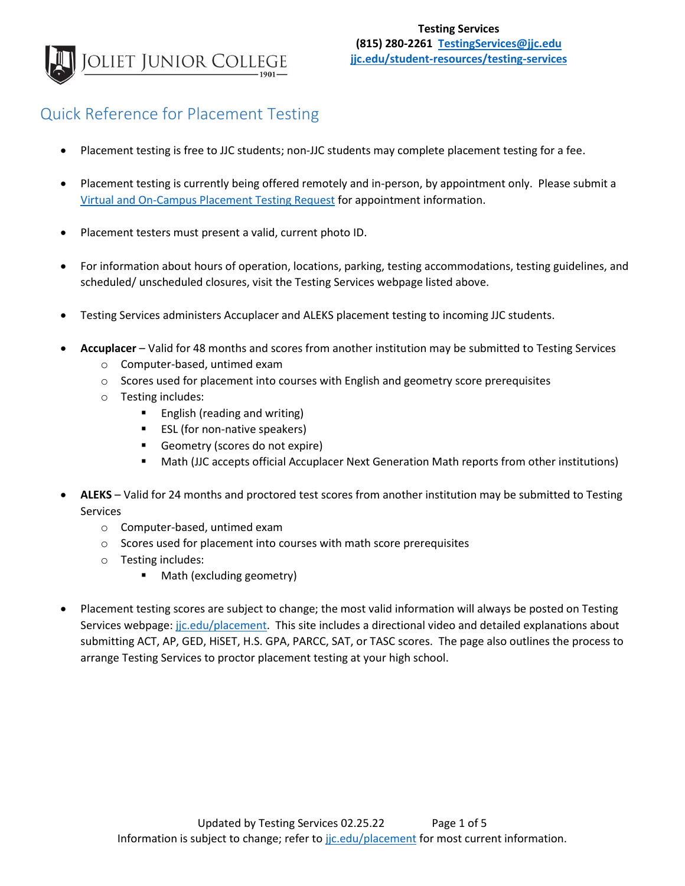**Testing Services**
**(815) 280-2261 [TestingServices@jjc.edu](mailto:TestingServices@jjc.edu)**
**[jjc.edu/student-resources/testing-services](jjc.edu/student-resources/testing-services)**

JOLIET JUNIOR COLLEGE
1901

# Quick Reference for Placement Testing

- Placement testing is free to JJC students; non-JJC students may complete placement testing for a fee.

- Placement testing is currently being offered remotely and in-person, by appointment only. Please submit a Virtual and On-Campus Placement Testing Request for appointment information.

- Placement testers must present a valid, current photo ID.

- For information about hours of operation, locations, parking, testing accommodations, testing guidelines, and scheduled/ unscheduled closures, visit the Testing Services webpage listed above.

- Testing Services administers Accuplacer and ALEKS placement testing to incoming JJC students.

- **Accuplacer** – Valid for 48 months and scores from another institution may be submitted to Testing Services
  - Computer-based, untimed exam
  - Scores used for placement into courses with English and geometry score prerequisites
  - Testing includes:
    - English (reading and writing)
    - ESL (for non-native speakers)
    - Geometry (scores do not expire)
    - Math (JJC accepts official Accuplacer Next Generation Math reports from other institutions)

- **ALEKS** – Valid for 24 months and proctored test scores from another institution may be submitted to Testing Services
  - Computer-based, untimed exam
  - Scores used for placement into courses with math score prerequisites
  - Testing includes:
    - Math (excluding geometry)

- Placement testing scores are subject to change; the most valid information will always be posted on Testing Services webpage: jjc.edu/placement. This site includes a directional video and detailed explanations about submitting ACT, AP, GED, HiSET, H.S. GPA, PARCC, SAT, or TASC scores. The page also outlines the process to arrange Testing Services to proctor placement testing at your high school.

Updated by Testing Services 02.25.22

Information is subject to change; refer to jjc.edu/placement for most current information.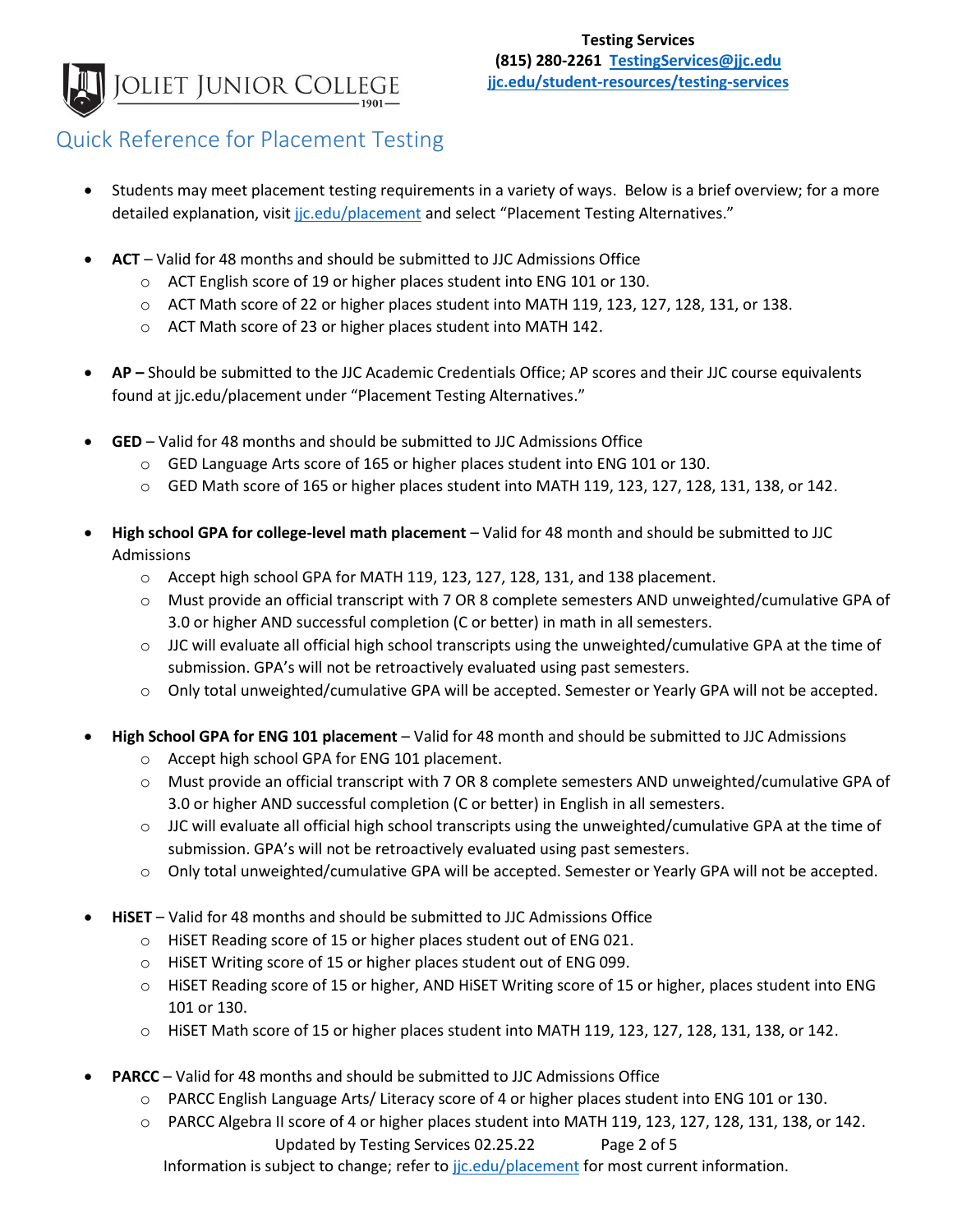## Quick Reference for Placement Testing

- Students may meet placement testing requirements in a variety of ways. Below is a brief overview; for a more detailed explanation, visit jjc.edu/placement and select "Placement Testing Alternatives."

- **ACT** – Valid for 48 months and should be submitted to JJC Admissions Office
  - ACT English score of 19 or higher places student into ENG 101 or 130.
  - ACT Math score of 22 or higher places student into MATH 119, 123, 127, 128, 131, or 138.
  - ACT Math score of 23 or higher places student into MATH 142.

- **AP –** Should be submitted to the JJC Academic Credentials Office; AP scores and their JJC course equivalents found at jjc.edu/placement under "Placement Testing Alternatives."

- **GED** – Valid for 48 months and should be submitted to JJC Admissions Office
  - GED Language Arts score of 165 or higher places student into ENG 101 or 130.
  - GED Math score of 165 or higher places student into MATH 119, 123, 127, 128, 131, 138, or 142.

- **High school GPA for college-level math placement** – Valid for 48 month and should be submitted to JJC Admissions
  - Accept high school GPA for MATH 119, 123, 127, 128, 131, and 138 placement.
  - Must provide an official transcript with 7 OR 8 complete semesters AND unweighted/cumulative GPA of 3.0 or higher AND successful completion (C or better) in math in all semesters.
  - JJC will evaluate all official high school transcripts using the unweighted/cumulative GPA at the time of submission. GPA's will not be retroactively evaluated using past semesters.
  - Only total unweighted/cumulative GPA will be accepted. Semester or Yearly GPA will not be accepted.

- **High School GPA for ENG 101 placement** – Valid for 48 month and should be submitted to JJC Admissions
  - Accept high school GPA for ENG 101 placement.
  - Must provide an official transcript with 7 OR 8 complete semesters AND unweighted/cumulative GPA of 3.0 or higher AND successful completion (C or better) in English in all semesters.
  - JJC will evaluate all official high school transcripts using the unweighted/cumulative GPA at the time of submission. GPA's will not be retroactively evaluated using past semesters.
  - Only total unweighted/cumulative GPA will be accepted. Semester or Yearly GPA will not be accepted.

- **HiSET** – Valid for 48 months and should be submitted to JJC Admissions Office
  - HiSET Reading score of 15 or higher places student out of ENG 021.
  - HiSET Writing score of 15 or higher places student out of ENG 099.
  - HiSET Reading score of 15 or higher, AND HiSET Writing score of 15 or higher, places student into ENG 101 or 130.
  - HiSET Math score of 15 or higher places student into MATH 119, 123, 127, 128, 131, 138, or 142.

- **PARCC** – Valid for 48 months and should be submitted to JJC Admissions Office
  - PARCC English Language Arts/ Literacy score of 4 or higher places student into ENG 101 or 130.
  - PARCC Algebra II score of 4 or higher places student into MATH 119, 123, 127, 128, 131, 138, or 142.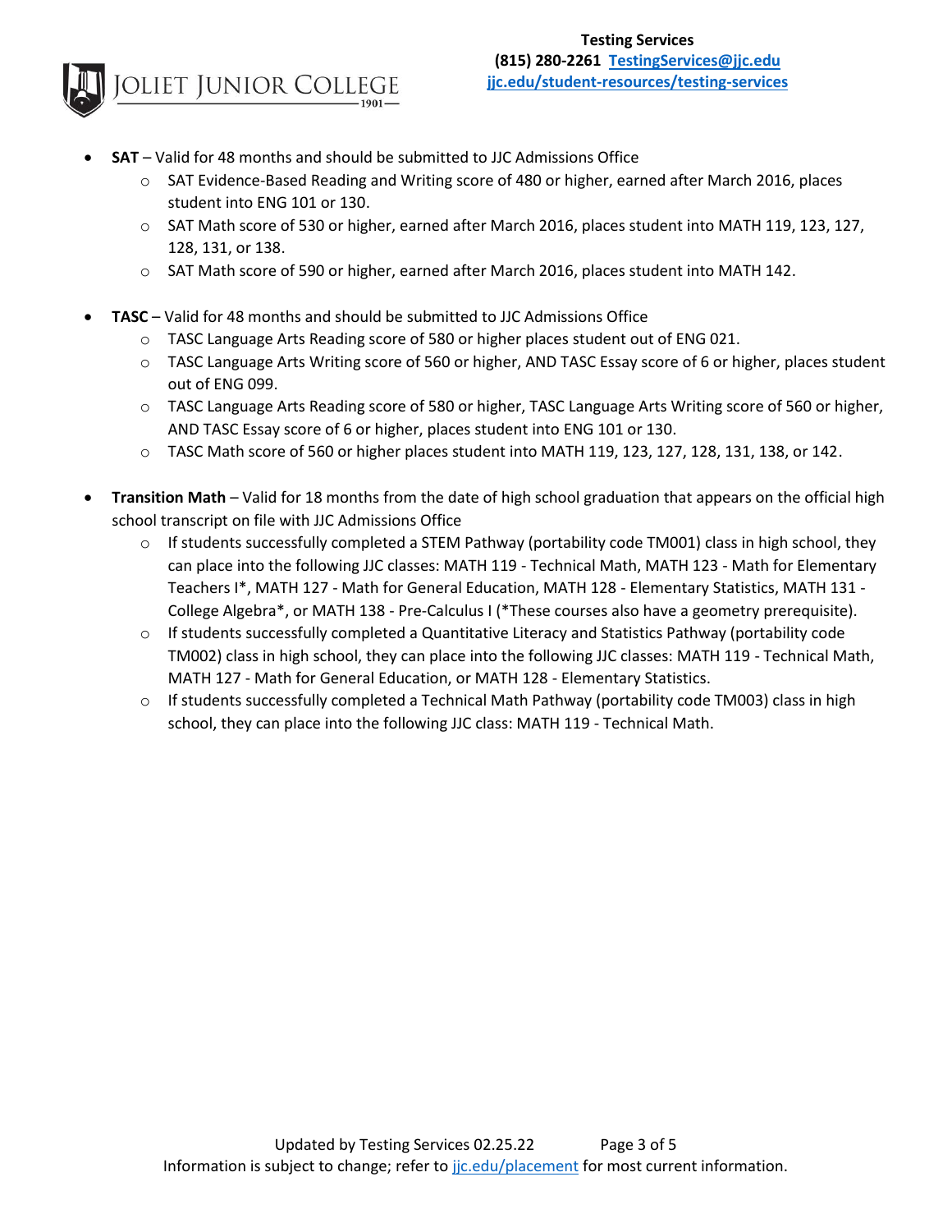- **SAT** – Valid for 48 months and should be submitted to JJC Admissions Office
  - SAT Evidence-Based Reading and Writing score of 480 or higher, earned after March 2016, places student into ENG 101 or 130.
  - SAT Math score of 530 or higher, earned after March 2016, places student into MATH 119, 123, 127, 128, 131, or 138.
  - SAT Math score of 590 or higher, earned after March 2016, places student into MATH 142.

- **TASC** – Valid for 48 months and should be submitted to JJC Admissions Office
  - TASC Language Arts Reading score of 580 or higher places student out of ENG 021.
  - TASC Language Arts Writing score of 560 or higher, AND TASC Essay score of 6 or higher, places student out of ENG 099.
  - TASC Language Arts Reading score of 580 or higher, TASC Language Arts Writing score of 560 or higher, AND TASC Essay score of 6 or higher, places student into ENG 101 or 130.
  - TASC Math score of 560 or higher places student into MATH 119, 123, 127, 128, 131, 138, or 142.

- **Transition Math** – Valid for 18 months from the date of high school graduation that appears on the official high school transcript on file with JJC Admissions Office
  - If students successfully completed a STEM Pathway (portability code TM001) class in high school, they can place into the following JJC classes: MATH 119 - Technical Math, MATH 123 - Math for Elementary Teachers I*, MATH 127 - Math for General Education, MATH 128 - Elementary Statistics, MATH 131 - College Algebra*, or MATH 138 - Pre-Calculus I (*These courses also have a geometry prerequisite).
  - If students successfully completed a Quantitative Literacy and Statistics Pathway (portability code TM002) class in high school, they can place into the following JJC classes: MATH 119 - Technical Math, MATH 127 - Math for General Education, or MATH 128 - Elementary Statistics.
  - If students successfully completed a Technical Math Pathway (portability code TM003) class in high school, they can place into the following JJC class: MATH 119 - Technical Math.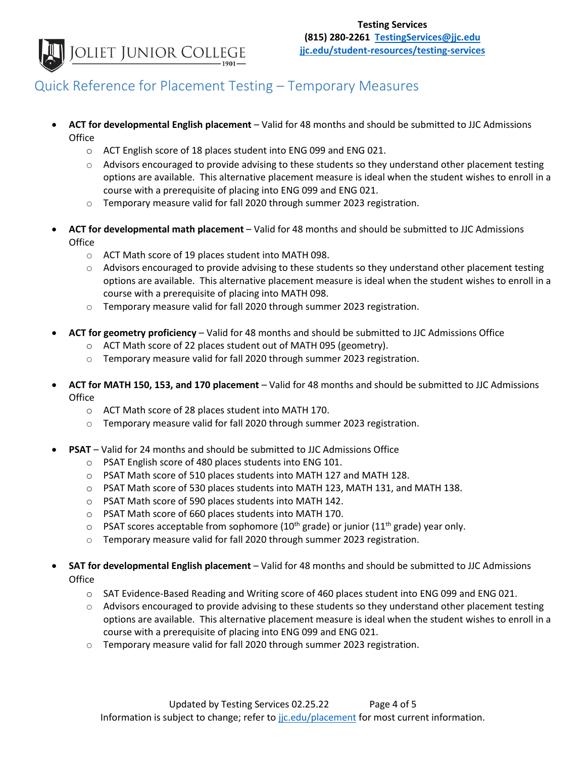# Quick Reference for Placement Testing – Temporary Measures

- **ACT for developmental English placement** – Valid for 48 months and should be submitted to JJC Admissions Office
  - ACT English score of 18 places student into ENG 099 and ENG 021.
  - Advisors encouraged to provide advising to these students so they understand other placement testing options are available. This alternative placement measure is ideal when the student wishes to enroll in a course with a prerequisite of placing into ENG 099 and ENG 021.
  - Temporary measure valid for fall 2020 through summer 2023 registration.

- **ACT for developmental math placement** – Valid for 48 months and should be submitted to JJC Admissions Office
  - ACT Math score of 19 places student into MATH 098.
  - Advisors encouraged to provide advising to these students so they understand other placement testing options are available. This alternative placement measure is ideal when the student wishes to enroll in a course with a prerequisite of placing into MATH 098.
  - Temporary measure valid for fall 2020 through summer 2023 registration.

- **ACT for geometry proficiency** – Valid for 48 months and should be submitted to JJC Admissions Office
  - ACT Math score of 22 places student out of MATH 095 (geometry).
  - Temporary measure valid for fall 2020 through summer 2023 registration.

- **ACT for MATH 150, 153, and 170 placement** – Valid for 48 months and should be submitted to JJC Admissions Office
  - ACT Math score of 28 places student into MATH 170.
  - Temporary measure valid for fall 2020 through summer 2023 registration.

- **PSAT** – Valid for 24 months and should be submitted to JJC Admissions Office
  - PSAT English score of 480 places students into ENG 101.
  - PSAT Math score of 510 places students into MATH 127 and MATH 128.
  - PSAT Math score of 530 places students into MATH 123, MATH 131, and MATH 138.
  - PSAT Math score of 590 places students into MATH 142.
  - PSAT Math score of 660 places students into MATH 170.
  - PSAT scores acceptable from sophomore (10th grade) or junior (11th grade) year only.
  - Temporary measure valid for fall 2020 through summer 2023 registration.

- **SAT for developmental English placement** – Valid for 48 months and should be submitted to JJC Admissions Office
  - SAT Evidence-Based Reading and Writing score of 460 places student into ENG 099 and ENG 021.
  - Advisors encouraged to provide advising to these students so they understand other placement testing options are available. This alternative placement measure is ideal when the student wishes to enroll in a course with a prerequisite of placing into ENG 099 and ENG 021.
  - Temporary measure valid for fall 2020 through summer 2023 registration.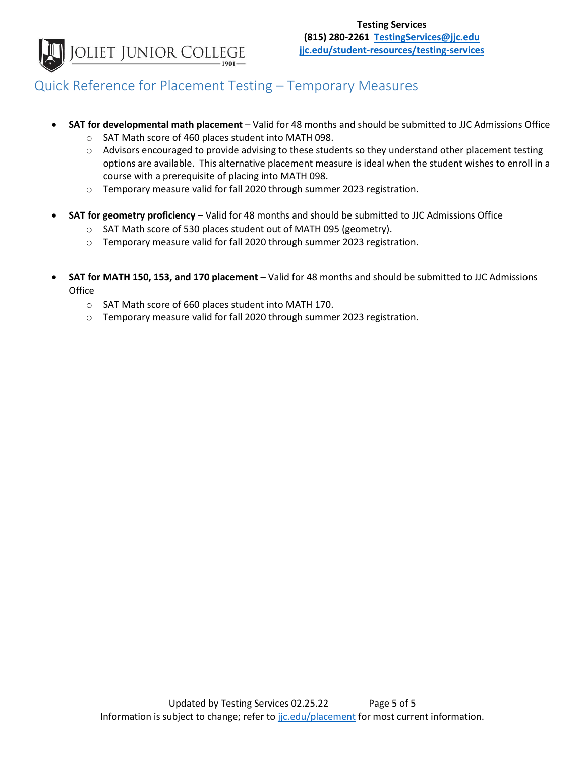## Quick Reference for Placement Testing – Temporary Measures

- **SAT for developmental math placement** – Valid for 48 months and should be submitted to JJC Admissions Office
  - SAT Math score of 460 places student into MATH 098.
  - Advisors encouraged to provide advising to these students so they understand other placement testing options are available. This alternative placement measure is ideal when the student wishes to enroll in a course with a prerequisite of placing into MATH 098.
  - Temporary measure valid for fall 2020 through summer 2023 registration.

- **SAT for geometry proficiency** – Valid for 48 months and should be submitted to JJC Admissions Office
  - SAT Math score of 530 places student out of MATH 095 (geometry).
  - Temporary measure valid for fall 2020 through summer 2023 registration.

- **SAT for MATH 150, 153, and 170 placement** – Valid for 48 months and should be submitted to JJC Admissions Office
  - SAT Math score of 660 places student into MATH 170.
  - Temporary measure valid for fall 2020 through summer 2023 registration.